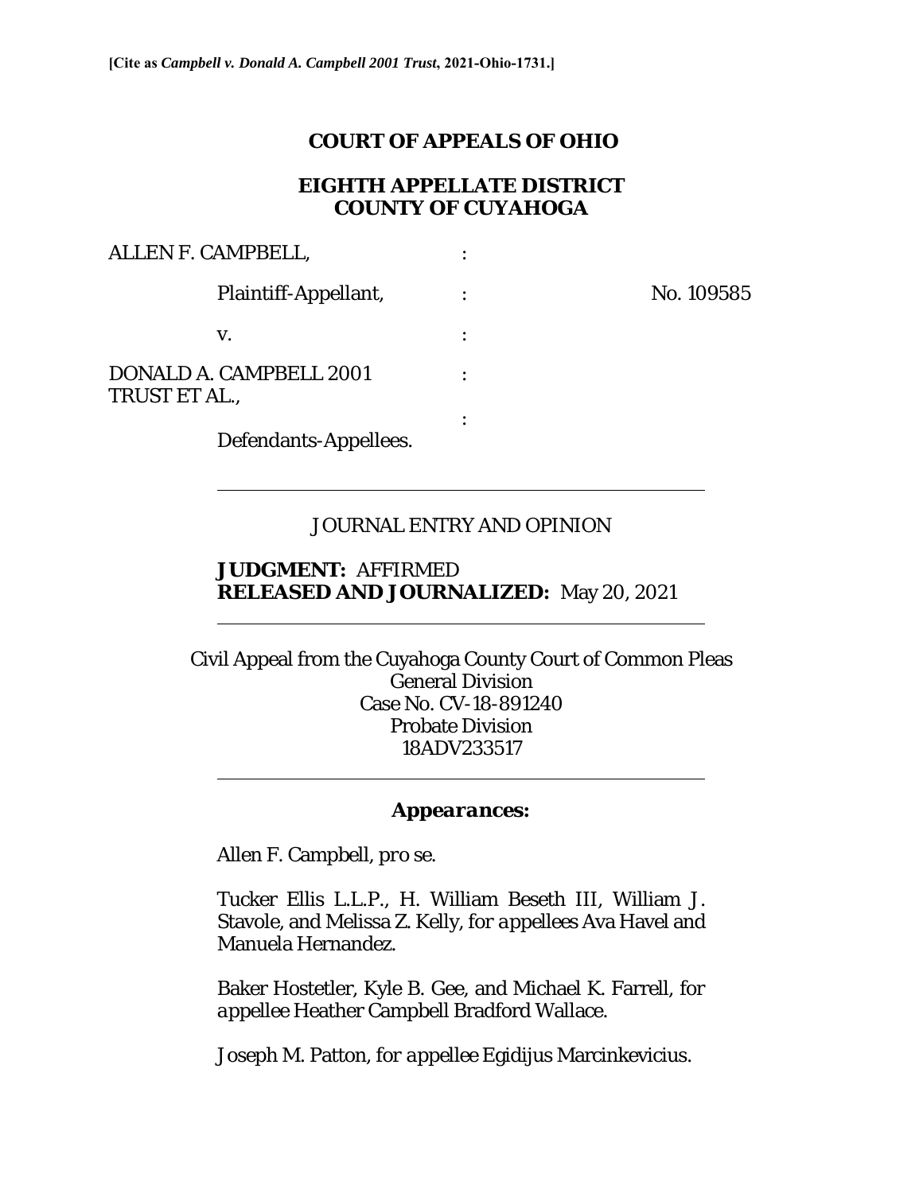**[Cite as *Campbell v. Donald A. Campbell 2001 Trust*, 2021-Ohio-1731.]**

# COURT OF APPEALS OF OHIO

## EIGHTH APPELLATE DISTRICT
## COUNTY OF CUYAHOGA

ALLEN F. CAMPBELL, :

Plaintiff-Appellant, : No. 109585

v. :

DONALD A. CAMPBELL 2001 TRUST ET AL., :

:

Defendants-Appellees.

---

JOURNAL ENTRY AND OPINION

**JUDGMENT:** AFFIRMED
**RELEASED AND JOURNALIZED:** May 20, 2021

---

Civil Appeal from the Cuyahoga County Court of Common Pleas
General Division
Case No. CV-18-891240
Probate Division
18ADV233517

---

***Appearances:***

Allen F. Campbell, *pro se.*

Tucker Ellis L.L.P., H. William Beseth III, William J. Stavole, and Melissa Z. Kelly, *for appellees Ava Havel and Manuela Hernandez.*

Baker Hostetler, Kyle B. Gee, and Michael K. Farrell, *for appellee Heather Campbell Bradford Wallace.*

Joseph M. Patton, *for appellee Egidijus Marcinkevicius.*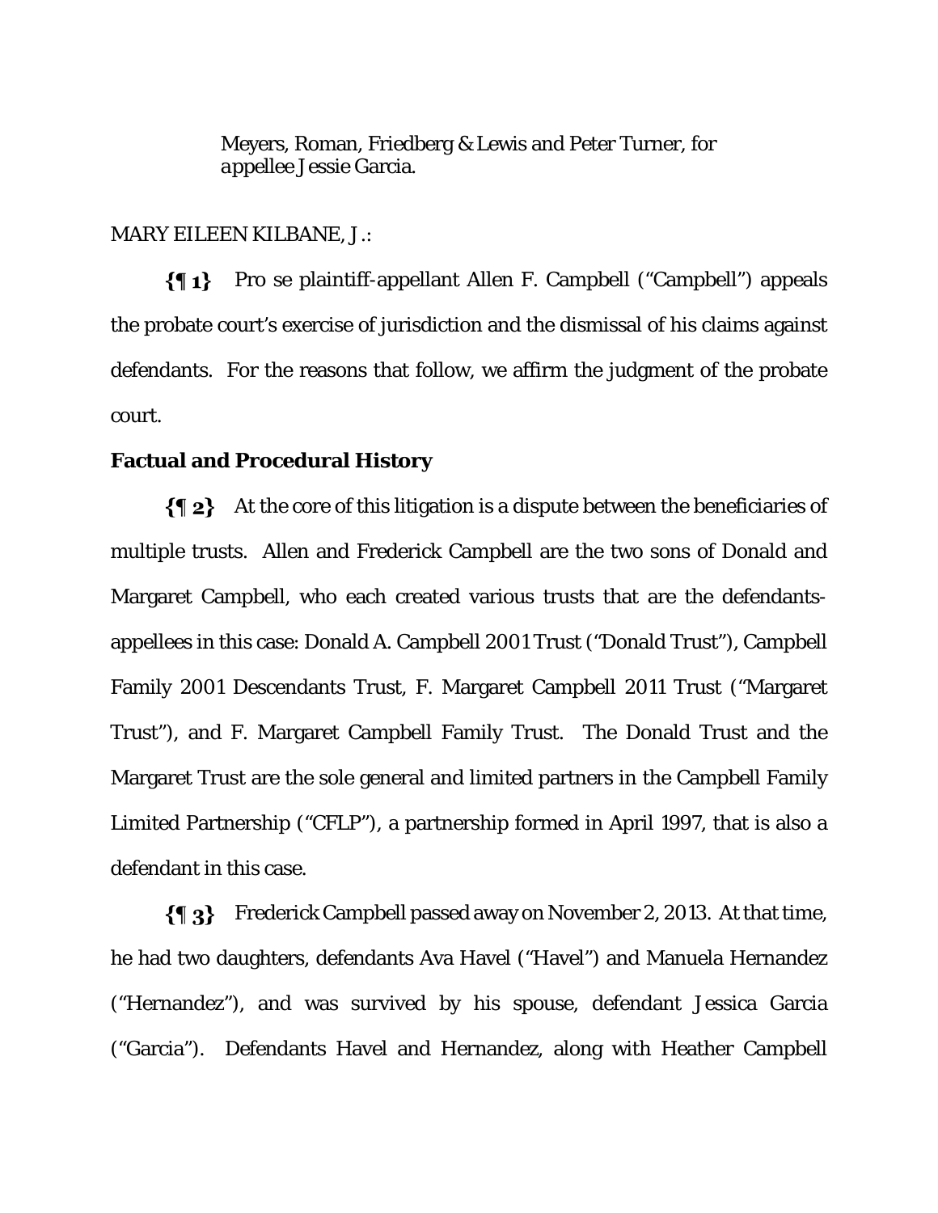Meyers, Roman, Friedberg & Lewis and Peter Turner, for *appellee* Jessie Garcia.

MARY EILEEN KILBANE, J.:

**{¶ 1}** Pro se plaintiff-appellant Allen F. Campbell ("Campbell") appeals the probate court's exercise of jurisdiction and the dismissal of his claims against defendants. For the reasons that follow, we affirm the judgment of the probate court.

**Factual and Procedural History**

**{¶ 2}** At the core of this litigation is a dispute between the beneficiaries of multiple trusts. Allen and Frederick Campbell are the two sons of Donald and Margaret Campbell, who each created various trusts that are the defendants-appellees in this case: Donald A. Campbell 2001 Trust ("Donald Trust"), Campbell Family 2001 Descendants Trust, F. Margaret Campbell 2011 Trust ("Margaret Trust"), and F. Margaret Campbell Family Trust. The Donald Trust and the Margaret Trust are the sole general and limited partners in the Campbell Family Limited Partnership ("CFLP"), a partnership formed in April 1997, that is also a defendant in this case.

**{¶ 3}** Frederick Campbell passed away on November 2, 2013. At that time, he had two daughters, defendants Ava Havel ("Havel") and Manuela Hernandez ("Hernandez"), and was survived by his spouse, defendant Jessica Garcia ("Garcia"). Defendants Havel and Hernandez, along with Heather Campbell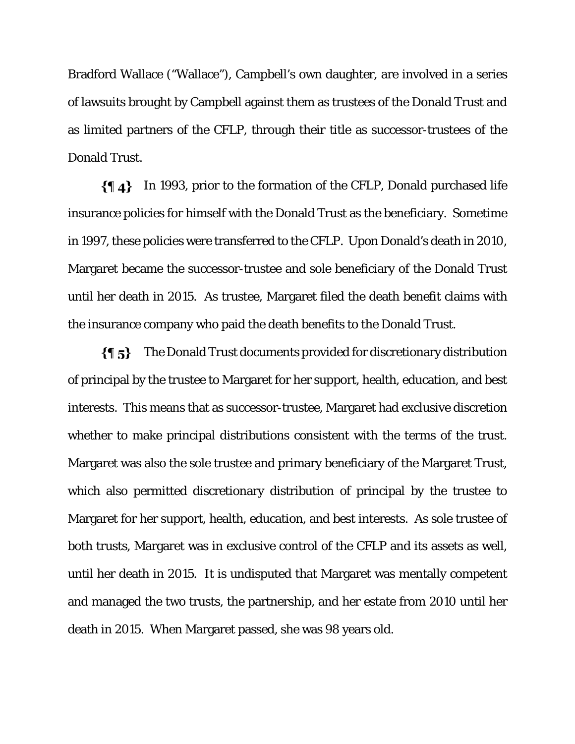Bradford Wallace ("Wallace"), Campbell's own daughter, are involved in a series of lawsuits brought by Campbell against them as trustees of the Donald Trust and as limited partners of the CFLP, through their title as successor-trustees of the Donald Trust.

**{¶ 4}** In 1993, prior to the formation of the CFLP, Donald purchased life insurance policies for himself with the Donald Trust as the beneficiary. Sometime in 1997, these policies were transferred to the CFLP. Upon Donald's death in 2010, Margaret became the successor-trustee and sole beneficiary of the Donald Trust until her death in 2015. As trustee, Margaret filed the death benefit claims with the insurance company who paid the death benefits to the Donald Trust.

**{¶ 5}** The Donald Trust documents provided for discretionary distribution of principal by the trustee to Margaret for her support, health, education, and best interests. This means that as successor-trustee, Margaret had exclusive discretion whether to make principal distributions consistent with the terms of the trust. Margaret was also the sole trustee and primary beneficiary of the Margaret Trust, which also permitted discretionary distribution of principal by the trustee to Margaret for her support, health, education, and best interests. As sole trustee of both trusts, Margaret was in exclusive control of the CFLP and its assets as well, until her death in 2015. It is undisputed that Margaret was mentally competent and managed the two trusts, the partnership, and her estate from 2010 until her death in 2015. When Margaret passed, she was 98 years old.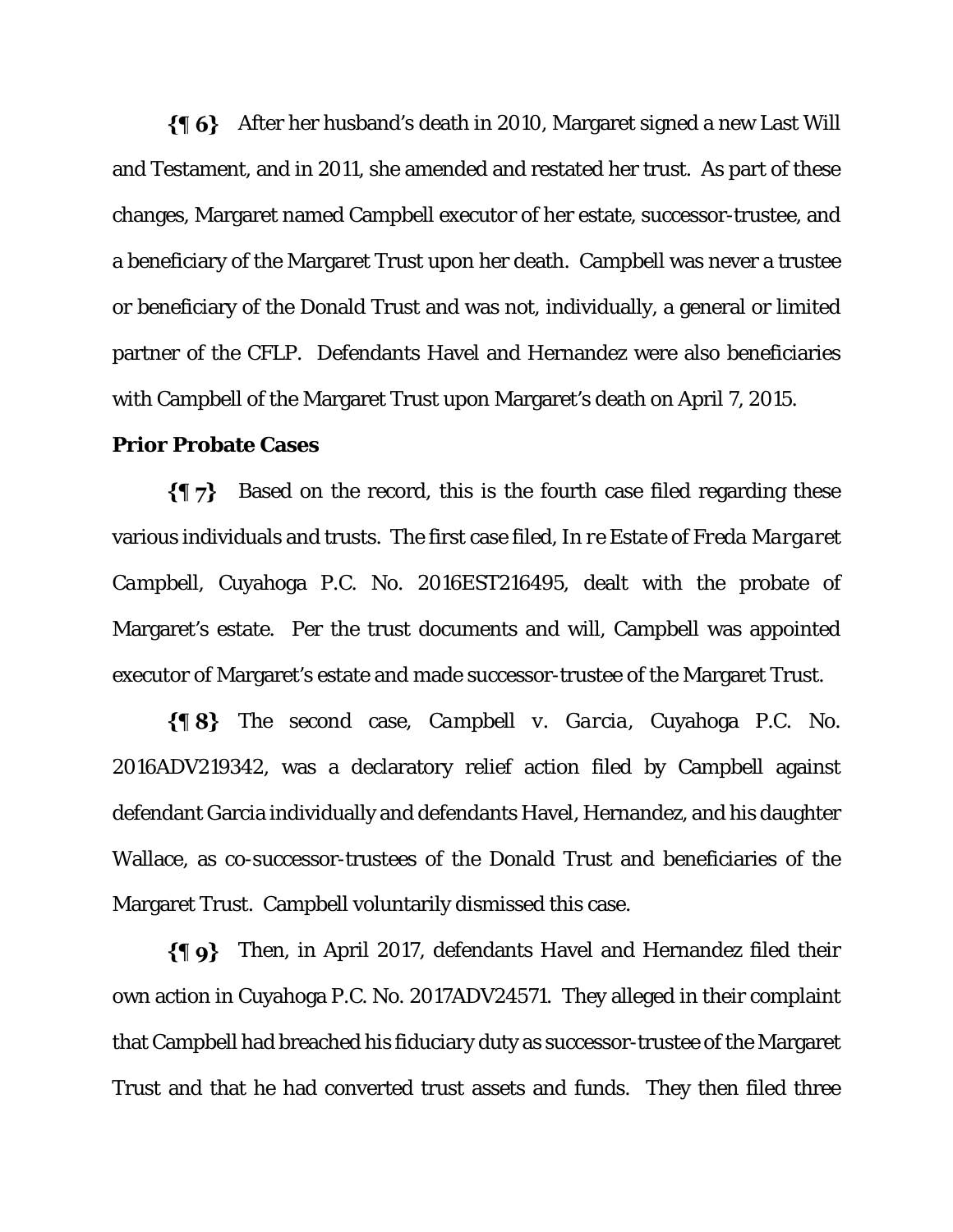**{¶ 6}** After her husband's death in 2010, Margaret signed a new Last Will and Testament, and in 2011, she amended and restated her trust. As part of these changes, Margaret named Campbell executor of her estate, successor-trustee, and a beneficiary of the Margaret Trust upon her death. Campbell was never a trustee or beneficiary of the Donald Trust and was not, individually, a general or limited partner of the CFLP. Defendants Havel and Hernandez were also beneficiaries with Campbell of the Margaret Trust upon Margaret's death on April 7, 2015.

**Prior Probate Cases**

**{¶ 7}** Based on the record, this is the fourth case filed regarding these various individuals and trusts. The first case filed, *In re Estate of Freda Margaret Campbell*, Cuyahoga P.C. No. 2016EST216495, dealt with the probate of Margaret's estate. Per the trust documents and will, Campbell was appointed executor of Margaret's estate and made successor-trustee of the Margaret Trust.

**{¶ 8}** The second case, *Campbell v. Garcia*, Cuyahoga P.C. No. 2016ADV219342, was a declaratory relief action filed by Campbell against defendant Garcia individually and defendants Havel, Hernandez, and his daughter Wallace, as co-successor-trustees of the Donald Trust and beneficiaries of the Margaret Trust. Campbell voluntarily dismissed this case.

**{¶ 9}** Then, in April 2017, defendants Havel and Hernandez filed their own action in Cuyahoga P.C. No. 2017ADV24571. They alleged in their complaint that Campbell had breached his fiduciary duty as successor-trustee of the Margaret Trust and that he had converted trust assets and funds. They then filed three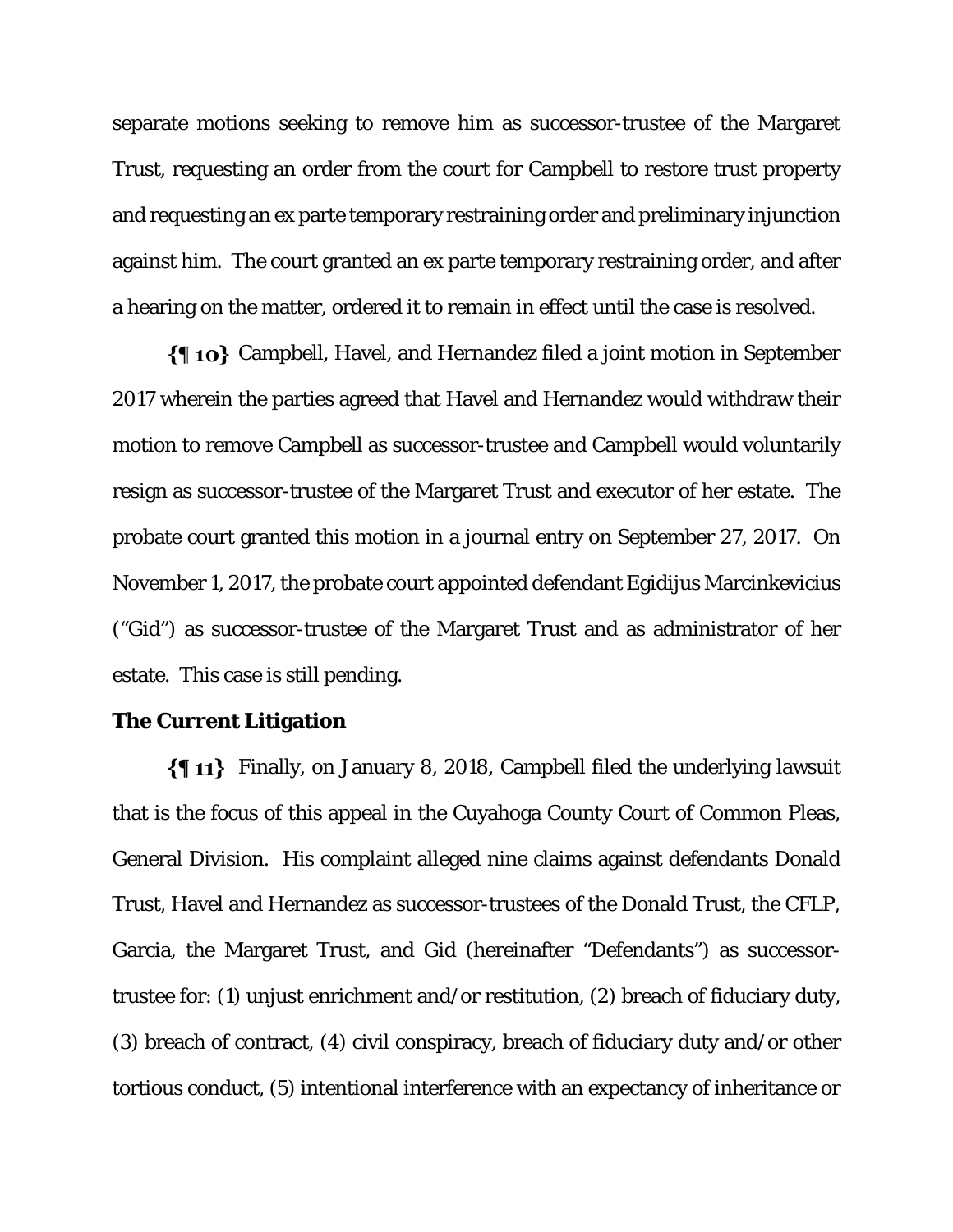separate motions seeking to remove him as successor-trustee of the Margaret Trust, requesting an order from the court for Campbell to restore trust property and requesting an ex parte temporary restraining order and preliminary injunction against him. The court granted an ex parte temporary restraining order, and after a hearing on the matter, ordered it to remain in effect until the case is resolved.

**{¶ 10}** Campbell, Havel, and Hernandez filed a joint motion in September 2017 wherein the parties agreed that Havel and Hernandez would withdraw their motion to remove Campbell as successor-trustee and Campbell would voluntarily resign as successor-trustee of the Margaret Trust and executor of her estate. The probate court granted this motion in a journal entry on September 27, 2017. On November 1, 2017, the probate court appointed defendant Egidijus Marcinkevicius ("Gid") as successor-trustee of the Margaret Trust and as administrator of her estate. This case is still pending.

**The Current Litigation**

**{¶ 11}** Finally, on January 8, 2018, Campbell filed the underlying lawsuit that is the focus of this appeal in the Cuyahoga County Court of Common Pleas, General Division. His complaint alleged nine claims against defendants Donald Trust, Havel and Hernandez as successor-trustees of the Donald Trust, the CFLP, Garcia, the Margaret Trust, and Gid (hereinafter "Defendants") as successor-trustee for: (1) unjust enrichment and/or restitution, (2) breach of fiduciary duty, (3) breach of contract, (4) civil conspiracy, breach of fiduciary duty and/or other tortious conduct, (5) intentional interference with an expectancy of inheritance or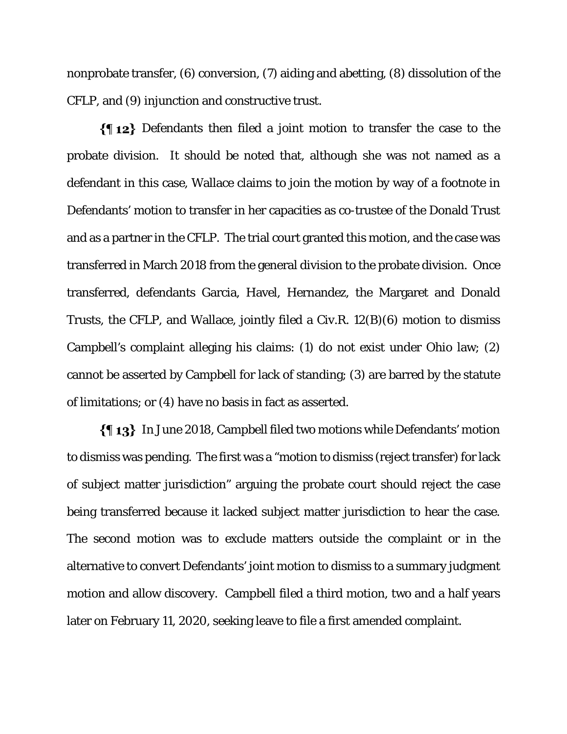nonprobate transfer, (6) conversion, (7) aiding and abetting, (8) dissolution of the CFLP, and (9) injunction and constructive trust.

**{¶ 12}** Defendants then filed a joint motion to transfer the case to the probate division. It should be noted that, although she was not named as a defendant in this case, Wallace claims to join the motion by way of a footnote in Defendants' motion to transfer in her capacities as co-trustee of the Donald Trust and as a partner in the CFLP. The trial court granted this motion, and the case was transferred in March 2018 from the general division to the probate division. Once transferred, defendants Garcia, Havel, Hernandez, the Margaret and Donald Trusts, the CFLP, and Wallace, jointly filed a Civ.R. 12(B)(6) motion to dismiss Campbell's complaint alleging his claims: (1) do not exist under Ohio law; (2) cannot be asserted by Campbell for lack of standing; (3) are barred by the statute of limitations; or (4) have no basis in fact as asserted.

**{¶ 13}** In June 2018, Campbell filed two motions while Defendants' motion to dismiss was pending. The first was a "motion to dismiss (reject transfer) for lack of subject matter jurisdiction" arguing the probate court should reject the case being transferred because it lacked subject matter jurisdiction to hear the case. The second motion was to exclude matters outside the complaint or in the alternative to convert Defendants' joint motion to dismiss to a summary judgment motion and allow discovery. Campbell filed a third motion, two and a half years later on February 11, 2020, seeking leave to file a first amended complaint.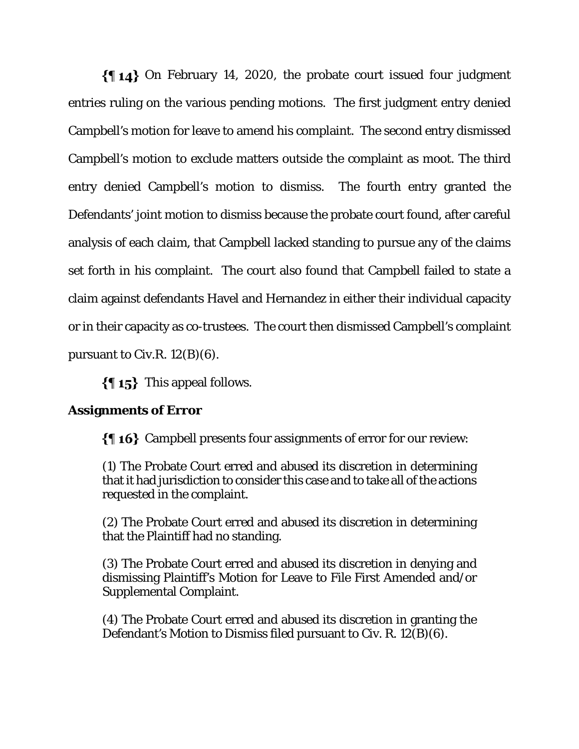**{¶ 14}** On February 14, 2020, the probate court issued four judgment entries ruling on the various pending motions. The first judgment entry denied Campbell's motion for leave to amend his complaint. The second entry dismissed Campbell's motion to exclude matters outside the complaint as moot. The third entry denied Campbell's motion to dismiss. The fourth entry granted the Defendants' joint motion to dismiss because the probate court found, after careful analysis of each claim, that Campbell lacked standing to pursue any of the claims set forth in his complaint. The court also found that Campbell failed to state a claim against defendants Havel and Hernandez in either their individual capacity or in their capacity as co-trustees. The court then dismissed Campbell's complaint pursuant to Civ.R. 12(B)(6).

**{¶ 15}** This appeal follows.

### Assignments of Error

**{¶ 16}** Campbell presents four assignments of error for our review:

> (1) The Probate Court erred and abused its discretion in determining that it had jurisdiction to consider this case and to take all of the actions requested in the complaint.
>
> (2) The Probate Court erred and abused its discretion in determining that the Plaintiff had no standing.
>
> (3) The Probate Court erred and abused its discretion in denying and dismissing Plaintiff's Motion for Leave to File First Amended and/or Supplemental Complaint.
>
> (4) The Probate Court erred and abused its discretion in granting the Defendant's Motion to Dismiss filed pursuant to Civ. R. 12(B)(6).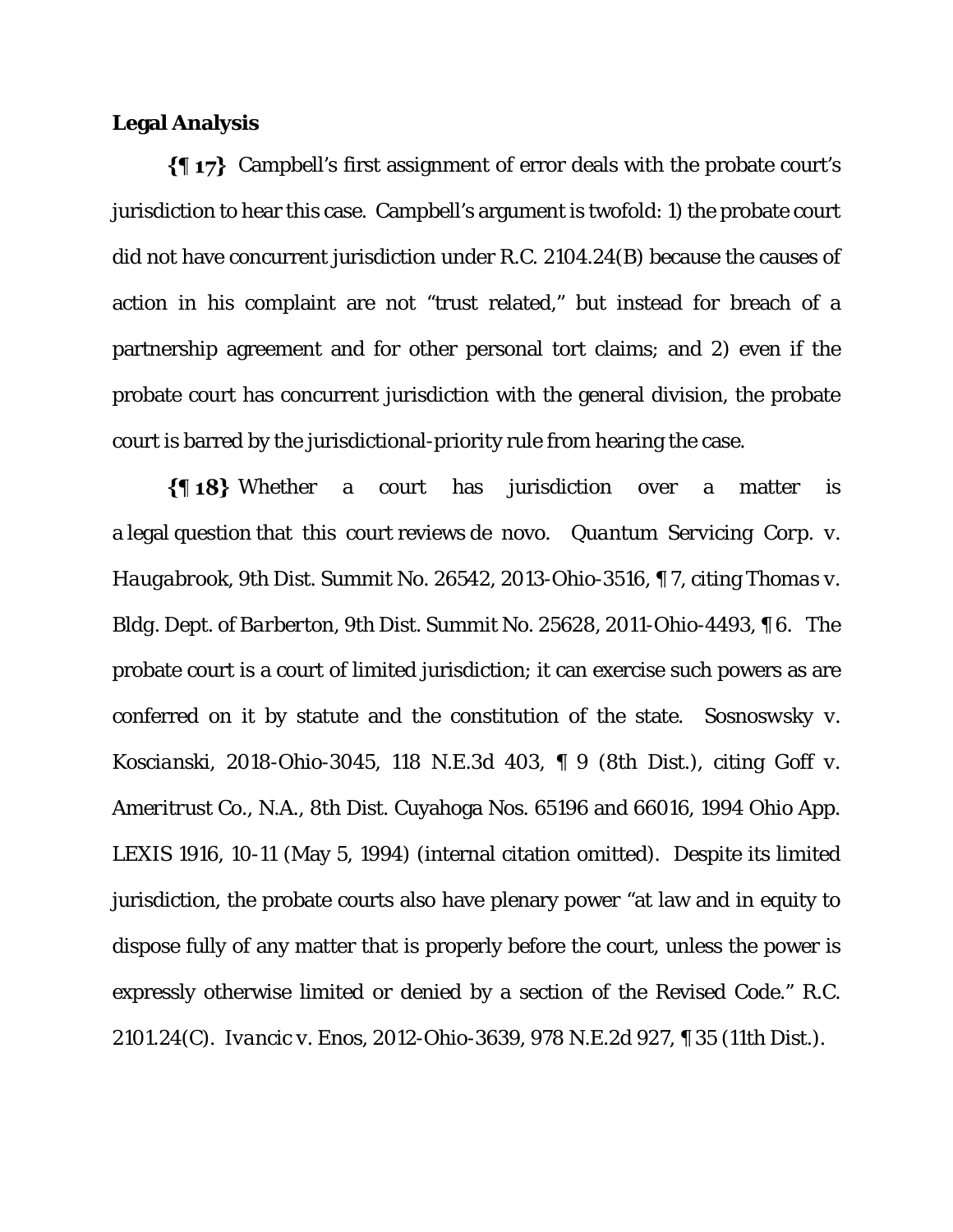**Legal Analysis**

**{¶ 17}** Campbell's first assignment of error deals with the probate court's jurisdiction to hear this case. Campbell's argument is twofold: 1) the probate court did not have concurrent jurisdiction under R.C. 2104.24(B) because the causes of action in his complaint are not "trust related," but instead for breach of a partnership agreement and for other personal tort claims; and 2) even if the probate court has concurrent jurisdiction with the general division, the probate court is barred by the jurisdictional-priority rule from hearing the case.

**{¶ 18}** Whether a court has jurisdiction over a matter is a legal question that this court reviews de novo. *Quantum Servicing Corp. v. Haugabrook*, 9th Dist. Summit No. 26542, 2013-Ohio-3516, ¶ 7, citing *Thomas v. Bldg. Dept. of Barberton*, 9th Dist. Summit No. 25628, 2011-Ohio-4493, ¶ 6. The probate court is a court of limited jurisdiction; it can exercise such powers as are conferred on it by statute and the constitution of the state. *Sosnoswsky v. Koscianski*, 2018-Ohio-3045, 118 N.E.3d 403, ¶ 9 (8th Dist.), citing *Goff v. Ameritrust Co., N.A.*, 8th Dist. Cuyahoga Nos. 65196 and 66016, 1994 Ohio App. LEXIS 1916, 10-11 (May 5, 1994) (internal citation omitted). Despite its limited jurisdiction, the probate courts also have plenary power "at law and in equity to dispose fully of any matter that is properly before the court, unless the power is expressly otherwise limited or denied by a section of the Revised Code." R.C. 2101.24(C). *Ivancic v. Enos*, 2012-Ohio-3639, 978 N.E.2d 927, ¶ 35 (11th Dist.).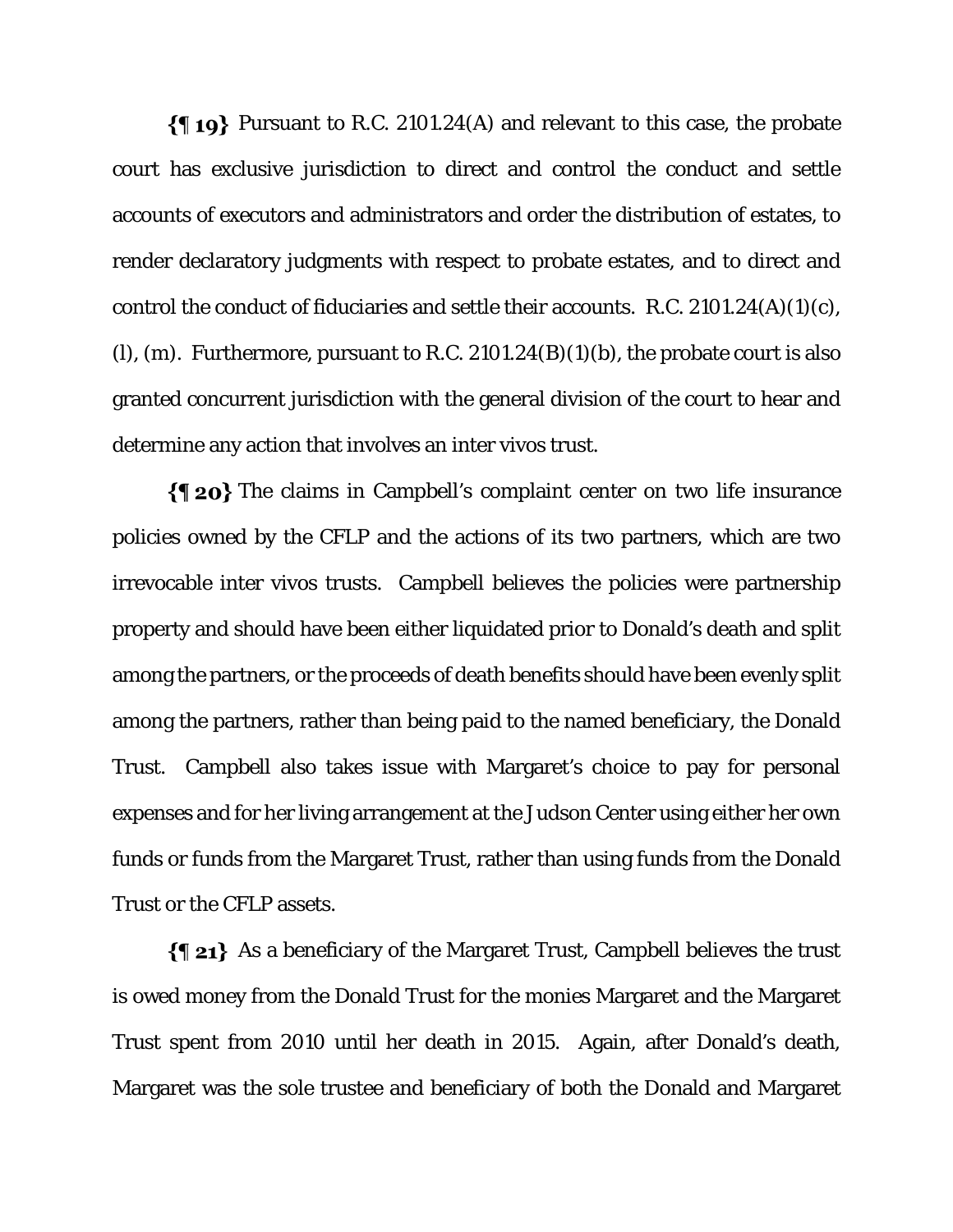**{¶ 19}** Pursuant to R.C. 2101.24(A) and relevant to this case, the probate court has exclusive jurisdiction to direct and control the conduct and settle accounts of executors and administrators and order the distribution of estates, to render declaratory judgments with respect to probate estates, and to direct and control the conduct of fiduciaries and settle their accounts. R.C. 2101.24(A)(1)(c), (l), (m). Furthermore, pursuant to R.C. 2101.24(B)(1)(b), the probate court is also granted concurrent jurisdiction with the general division of the court to hear and determine any action that involves an inter vivos trust.

**{¶ 20}** The claims in Campbell's complaint center on two life insurance policies owned by the CFLP and the actions of its two partners, which are two irrevocable inter vivos trusts. Campbell believes the policies were partnership property and should have been either liquidated prior to Donald's death and split among the partners, or the proceeds of death benefits should have been evenly split among the partners, rather than being paid to the named beneficiary, the Donald Trust. Campbell also takes issue with Margaret's choice to pay for personal expenses and for her living arrangement at the Judson Center using either her own funds or funds from the Margaret Trust, rather than using funds from the Donald Trust or the CFLP assets.

**{¶ 21}** As a beneficiary of the Margaret Trust, Campbell believes the trust is owed money from the Donald Trust for the monies Margaret and the Margaret Trust spent from 2010 until her death in 2015. Again, after Donald's death, Margaret was the sole trustee and beneficiary of both the Donald and Margaret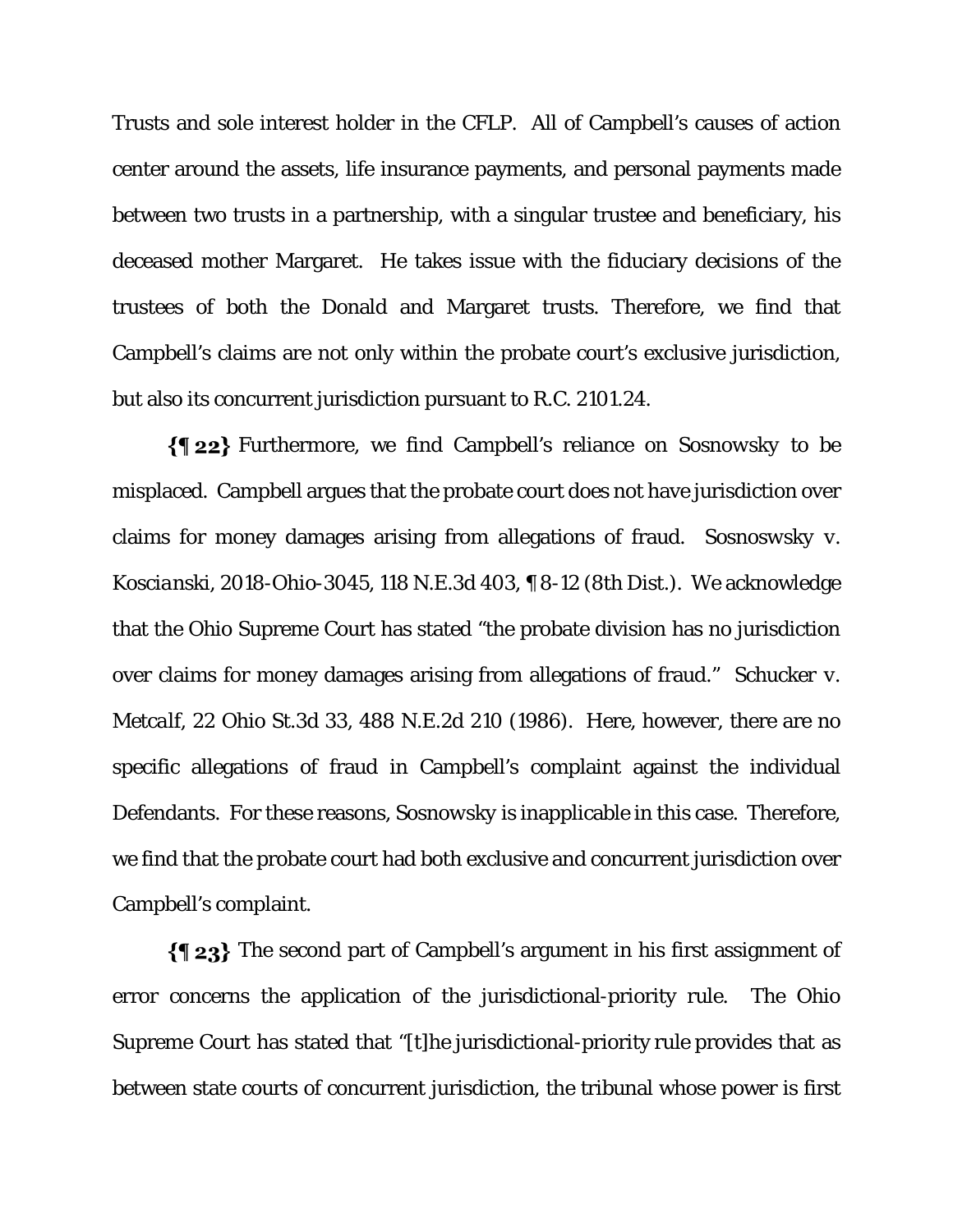Trusts and sole interest holder in the CFLP. All of Campbell's causes of action center around the assets, life insurance payments, and personal payments made between two trusts in a partnership, with a singular trustee and beneficiary, his deceased mother Margaret. He takes issue with the fiduciary decisions of the trustees of both the Donald and Margaret trusts. Therefore, we find that Campbell's claims are not only within the probate court's exclusive jurisdiction, but also its concurrent jurisdiction pursuant to R.C. 2101.24.

**{¶ 22}** Furthermore, we find Campbell's reliance on Sosnowsky to be misplaced. Campbell argues that the probate court does not have jurisdiction over claims for money damages arising from allegations of fraud. *Sosnoswsky v. Koscianski*, 2018-Ohio-3045, 118 N.E.3d 403, ¶ 8-12 (8th Dist.). We acknowledge that the Ohio Supreme Court has stated "the probate division has no jurisdiction over claims for money damages arising from allegations of fraud." *Schucker v. Metcalf*, 22 Ohio St.3d 33, 488 N.E.2d 210 (1986). Here, however, there are no specific allegations of fraud in Campbell's complaint against the individual Defendants. For these reasons, Sosnowsky is inapplicable in this case. Therefore, we find that the probate court had both exclusive and concurrent jurisdiction over Campbell's complaint.

**{¶ 23}** The second part of Campbell's argument in his first assignment of error concerns the application of the jurisdictional-priority rule. The Ohio Supreme Court has stated that "[t]he jurisdictional-priority rule provides that as between state courts of concurrent jurisdiction, the tribunal whose power is first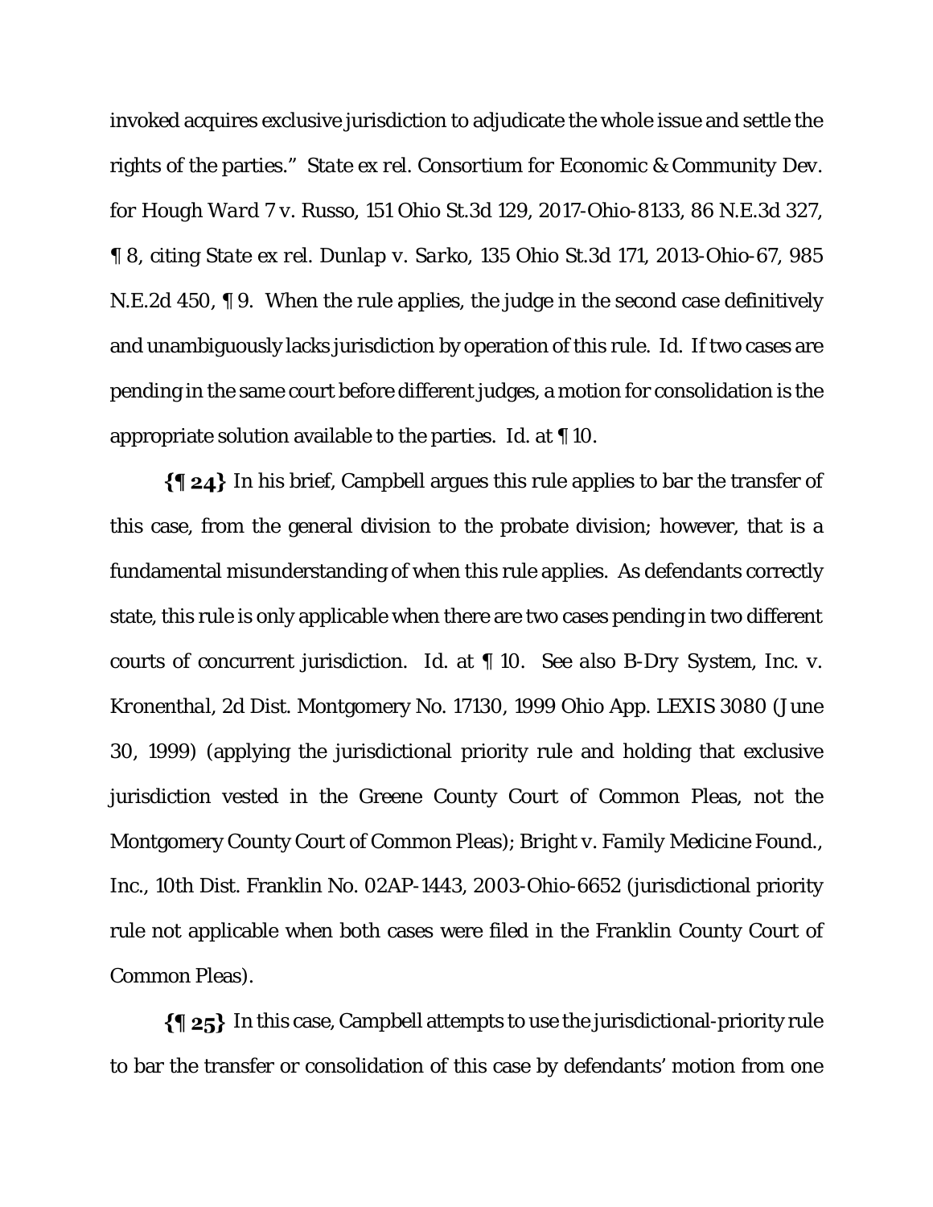invoked acquires exclusive jurisdiction to adjudicate the whole issue and settle the rights of the parties." *State ex rel. Consortium for Economic & Community Dev. for Hough Ward 7 v. Russo*, 151 Ohio St.3d 129, 2017-Ohio-8133, 86 N.E.3d 327, ¶ 8, citing *State ex rel. Dunlap v. Sarko*, 135 Ohio St.3d 171, 2013-Ohio-67, 985 N.E.2d 450, ¶ 9. When the rule applies, the judge in the second case definitively and unambiguously lacks jurisdiction by operation of this rule. *Id.* If two cases are pending in the same court before different judges, a motion for consolidation is the appropriate solution available to the parties. *Id.* at ¶ 10.

**{¶ 24}** In his brief, Campbell argues this rule applies to bar the transfer of this case, from the general division to the probate division; however, that is a fundamental misunderstanding of when this rule applies. As defendants correctly state, this rule is only applicable when there are two cases pending in two different courts of concurrent jurisdiction. *Id.* at ¶ 10. *See also B-Dry System, Inc. v. Kronenthal*, 2d Dist. Montgomery No. 17130, 1999 Ohio App. LEXIS 3080 (June 30, 1999) (applying the jurisdictional priority rule and holding that exclusive jurisdiction vested in the Greene County Court of Common Pleas, not the Montgomery County Court of Common Pleas); *Bright v. Family Medicine Found., Inc.*, 10th Dist. Franklin No. 02AP-1443, 2003-Ohio-6652 (jurisdictional priority rule not applicable when both cases were filed in the Franklin County Court of Common Pleas).

**{¶ 25}** In this case, Campbell attempts to use the jurisdictional-priority rule to bar the transfer or consolidation of this case by defendants' motion from one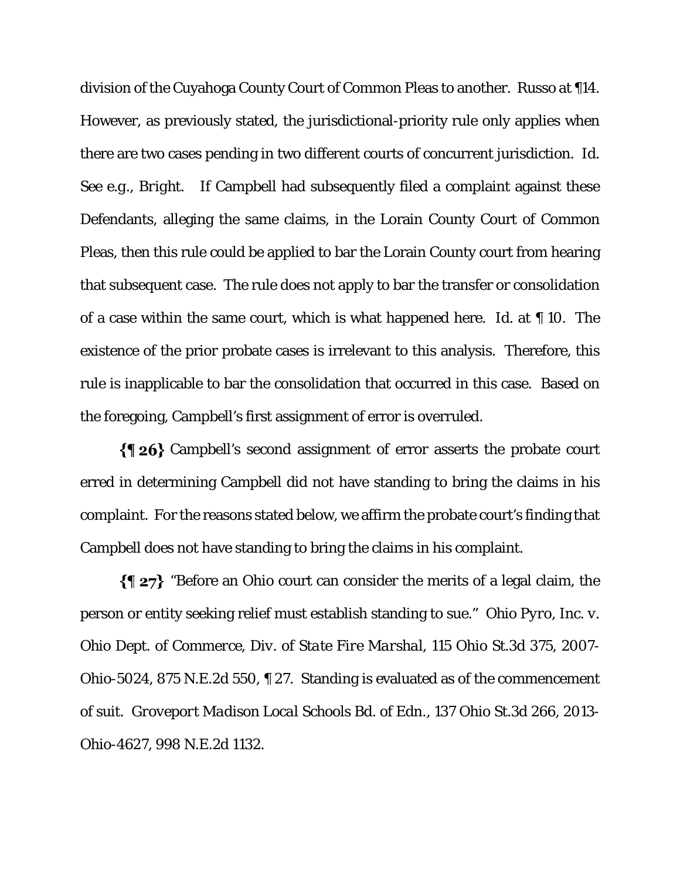division of the Cuyahoga County Court of Common Pleas to another. Russo at ¶14. However, as previously stated, the jurisdictional-priority rule only applies when there are two cases pending in two different courts of concurrent jurisdiction. *Id.* See e.g., *Bright*. If Campbell had subsequently filed a complaint against these Defendants, alleging the same claims, in the Lorain County Court of Common Pleas, then this rule could be applied to bar the Lorain County court from hearing that subsequent case. The rule does not apply to bar the transfer or consolidation of a case within the same court, which is what happened here. *Id.* at ¶ 10. The existence of the prior probate cases is irrelevant to this analysis. Therefore, this rule is inapplicable to bar the consolidation that occurred in this case. Based on the foregoing, Campbell's first assignment of error is overruled.

**{¶ 26}** Campbell's second assignment of error asserts the probate court erred in determining Campbell did not have standing to bring the claims in his complaint. For the reasons stated below, we affirm the probate court's finding that Campbell does not have standing to bring the claims in his complaint.

**{¶ 27}** "Before an Ohio court can consider the merits of a legal claim, the person or entity seeking relief must establish standing to sue." *Ohio Pyro, Inc. v. Ohio Dept. of Commerce, Div. of State Fire Marshal*, 115 Ohio St.3d 375, 2007-Ohio-5024, 875 N.E.2d 550, ¶ 27. Standing is evaluated as of the commencement of suit. *Groveport Madison Local Schools Bd. of Edn.*, 137 Ohio St.3d 266, 2013-Ohio-4627, 998 N.E.2d 1132.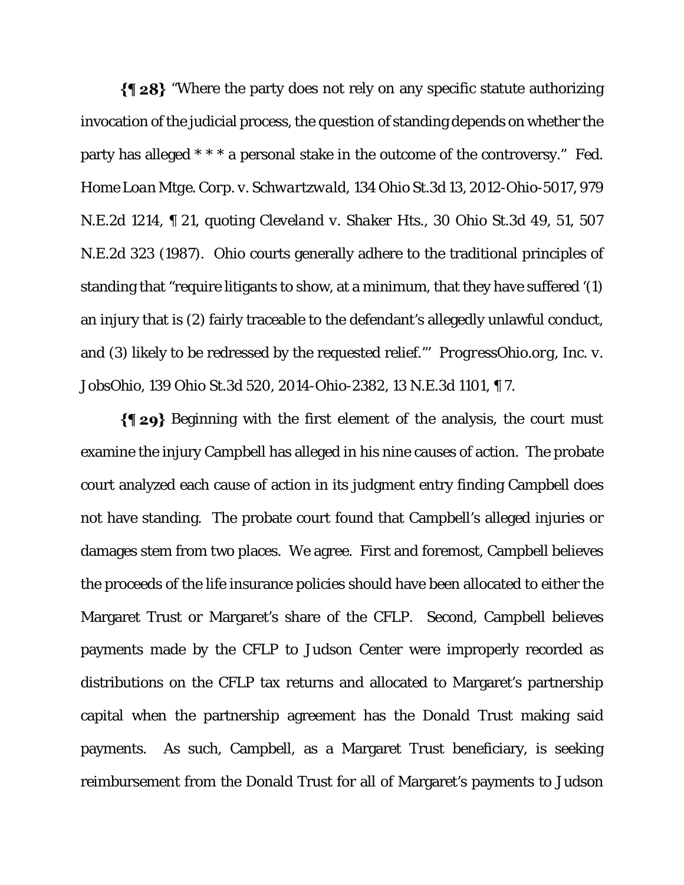**{¶ 28}** "Where the party does not rely on any specific statute authorizing invocation of the judicial process, the question of standing depends on whether the party has alleged * * * a personal stake in the outcome of the controversy." *Fed. Home Loan Mtge. Corp. v. Schwartzwald*, 134 Ohio St.3d 13, 2012-Ohio-5017, 979 N.E.2d 1214, ¶ 21, quoting *Cleveland v. Shaker Hts.*, 30 Ohio St.3d 49, 51, 507 N.E.2d 323 (1987). Ohio courts generally adhere to the traditional principles of standing that "require litigants to show, at a minimum, that they have suffered '(1) an injury that is (2) fairly traceable to the defendant's allegedly unlawful conduct, and (3) likely to be redressed by the requested relief.'" *ProgressOhio.org, Inc. v. JobsOhio*, 139 Ohio St.3d 520, 2014-Ohio-2382, 13 N.E.3d 1101, ¶ 7.

**{¶ 29}** Beginning with the first element of the analysis, the court must examine the injury Campbell has alleged in his nine causes of action. The probate court analyzed each cause of action in its judgment entry finding Campbell does not have standing. The probate court found that Campbell's alleged injuries or damages stem from two places. We agree. First and foremost, Campbell believes the proceeds of the life insurance policies should have been allocated to either the Margaret Trust or Margaret's share of the CFLP. Second, Campbell believes payments made by the CFLP to Judson Center were improperly recorded as distributions on the CFLP tax returns and allocated to Margaret's partnership capital when the partnership agreement has the Donald Trust making said payments. As such, Campbell, as a Margaret Trust beneficiary, is seeking reimbursement from the Donald Trust for all of Margaret's payments to Judson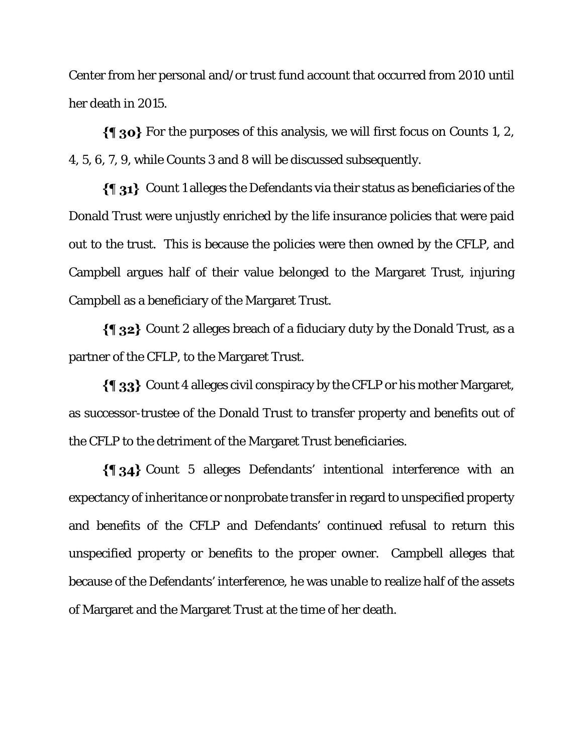Center from her personal and/or trust fund account that occurred from 2010 until her death in 2015.

**{¶ 30}** For the purposes of this analysis, we will first focus on Counts 1, 2, 4, 5, 6, 7, 9, while Counts 3 and 8 will be discussed subsequently.

**{¶ 31}** Count 1 alleges the Defendants via their status as beneficiaries of the Donald Trust were unjustly enriched by the life insurance policies that were paid out to the trust. This is because the policies were then owned by the CFLP, and Campbell argues half of their value belonged to the Margaret Trust, injuring Campbell as a beneficiary of the Margaret Trust.

**{¶ 32}** Count 2 alleges breach of a fiduciary duty by the Donald Trust, as a partner of the CFLP, to the Margaret Trust.

**{¶ 33}** Count 4 alleges civil conspiracy by the CFLP or his mother Margaret, as successor-trustee of the Donald Trust to transfer property and benefits out of the CFLP to the detriment of the Margaret Trust beneficiaries.

**{¶ 34}** Count 5 alleges Defendants' intentional interference with an expectancy of inheritance or nonprobate transfer in regard to unspecified property and benefits of the CFLP and Defendants' continued refusal to return this unspecified property or benefits to the proper owner. Campbell alleges that because of the Defendants' interference, he was unable to realize half of the assets of Margaret and the Margaret Trust at the time of her death.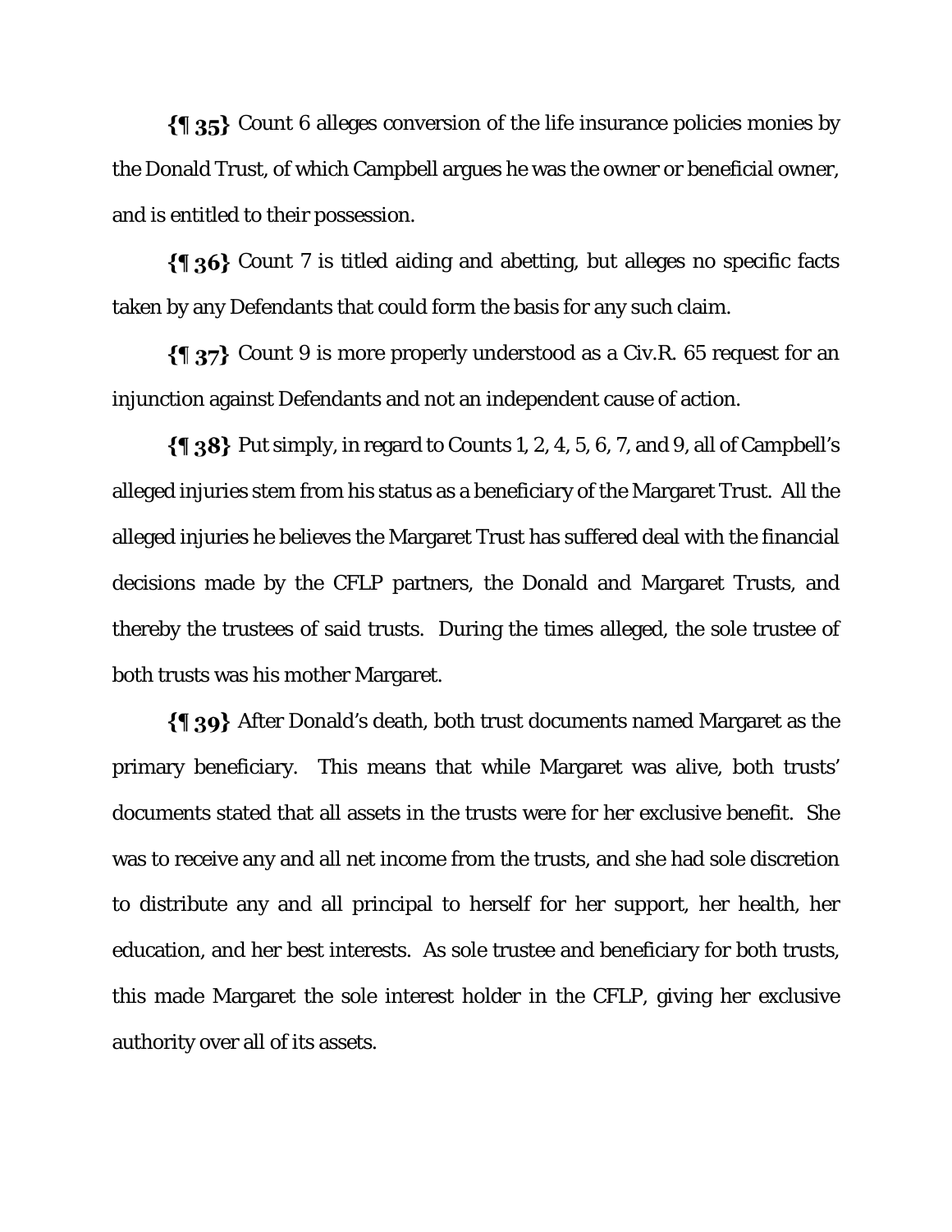**{¶ 35}** Count 6 alleges conversion of the life insurance policies monies by the Donald Trust, of which Campbell argues he was the owner or beneficial owner, and is entitled to their possession.

**{¶ 36}** Count 7 is titled aiding and abetting, but alleges no specific facts taken by any Defendants that could form the basis for any such claim.

**{¶ 37}** Count 9 is more properly understood as a Civ.R. 65 request for an injunction against Defendants and not an independent cause of action.

**{¶ 38}** Put simply, in regard to Counts 1, 2, 4, 5, 6, 7, and 9, all of Campbell's alleged injuries stem from his status as a beneficiary of the Margaret Trust. All the alleged injuries he believes the Margaret Trust has suffered deal with the financial decisions made by the CFLP partners, the Donald and Margaret Trusts, and thereby the trustees of said trusts. During the times alleged, the sole trustee of both trusts was his mother Margaret.

**{¶ 39}** After Donald's death, both trust documents named Margaret as the primary beneficiary. This means that while Margaret was alive, both trusts' documents stated that all assets in the trusts were for her exclusive benefit. She was to receive any and all net income from the trusts, and she had sole discretion to distribute any and all principal to herself for her support, her health, her education, and her best interests. As sole trustee and beneficiary for both trusts, this made Margaret the sole interest holder in the CFLP, giving her exclusive authority over all of its assets.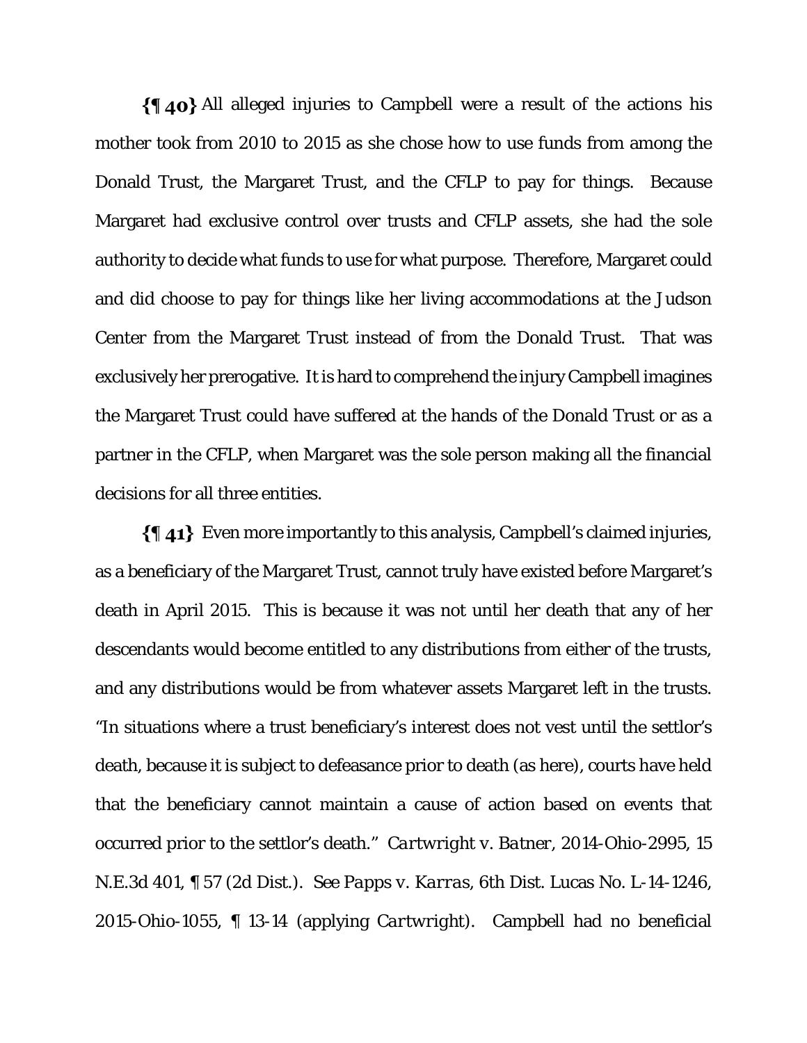**{¶ 40}** All alleged injuries to Campbell were a result of the actions his mother took from 2010 to 2015 as she chose how to use funds from among the Donald Trust, the Margaret Trust, and the CFLP to pay for things. Because Margaret had exclusive control over trusts and CFLP assets, she had the sole authority to decide what funds to use for what purpose. Therefore, Margaret could and did choose to pay for things like her living accommodations at the Judson Center from the Margaret Trust instead of from the Donald Trust. That was exclusively her prerogative. It is hard to comprehend the injury Campbell imagines the Margaret Trust could have suffered at the hands of the Donald Trust or as a partner in the CFLP, when Margaret was the sole person making all the financial decisions for all three entities.

**{¶ 41}** Even more importantly to this analysis, Campbell's claimed injuries, as a beneficiary of the Margaret Trust, cannot truly have existed before Margaret's death in April 2015. This is because it was not until her death that any of her descendants would become entitled to any distributions from either of the trusts, and any distributions would be from whatever assets Margaret left in the trusts. "In situations where a trust beneficiary's interest does not vest until the settlor's death, because it is subject to defeasance prior to death (as here), courts have held that the beneficiary cannot maintain a cause of action based on events that occurred prior to the settlor's death." *Cartwright v. Batner*, 2014-Ohio-2995, 15 N.E.3d 401, ¶ 57 (2d Dist.). *See Papps v. Karras*, 6th Dist. Lucas No. L-14-1246, 2015-Ohio-1055, ¶ 13-14 (applying *Cartwright*). Campbell had no beneficial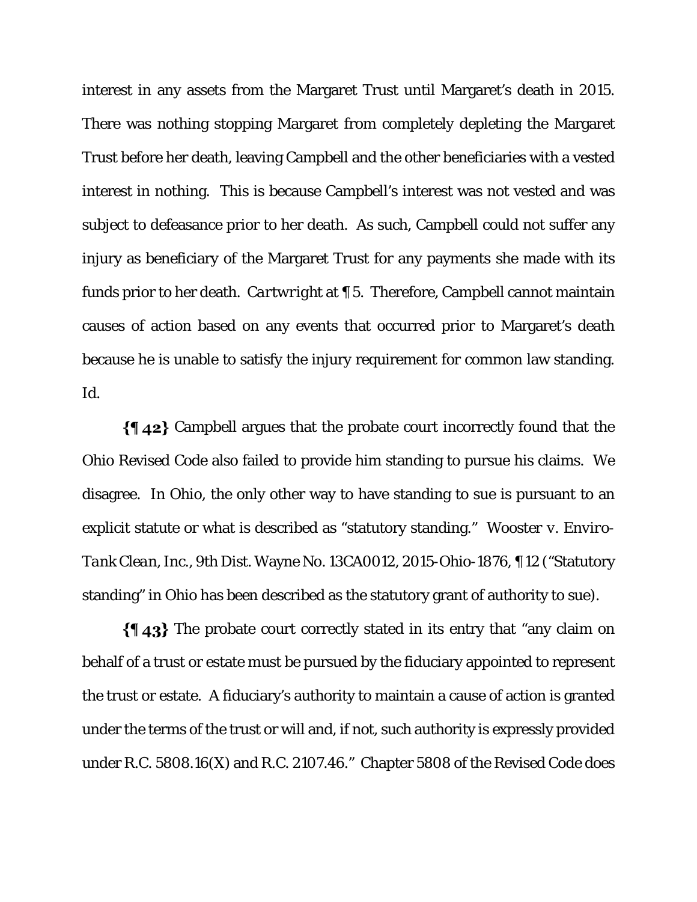interest in any assets from the Margaret Trust until Margaret's death in 2015. There was nothing stopping Margaret from completely depleting the Margaret Trust before her death, leaving Campbell and the other beneficiaries with a vested interest in nothing. This is because Campbell's interest was not vested and was subject to defeasance prior to her death. As such, Campbell could not suffer any injury as beneficiary of the Margaret Trust for any payments she made with its funds prior to her death. *Cartwright* at ¶ 5. Therefore, Campbell cannot maintain causes of action based on any events that occurred prior to Margaret's death because he is unable to satisfy the injury requirement for common law standing. *Id.*

**{¶ 42}** Campbell argues that the probate court incorrectly found that the Ohio Revised Code also failed to provide him standing to pursue his claims. We disagree. In Ohio, the only other way to have standing to sue is pursuant to an explicit statute or what is described as "statutory standing." *Wooster v. Enviro-Tank Clean, Inc.*, 9th Dist. Wayne No. 13CA0012, 2015-Ohio-1876, ¶ 12 ("Statutory standing" in Ohio has been described as the statutory grant of authority to sue).

**{¶ 43}** The probate court correctly stated in its entry that "any claim on behalf of a trust or estate must be pursued by the fiduciary appointed to represent the trust or estate. A fiduciary's authority to maintain a cause of action is granted under the terms of the trust or will and, if not, such authority is expressly provided under R.C. 5808.16(X) and R.C. 2107.46." Chapter 5808 of the Revised Code does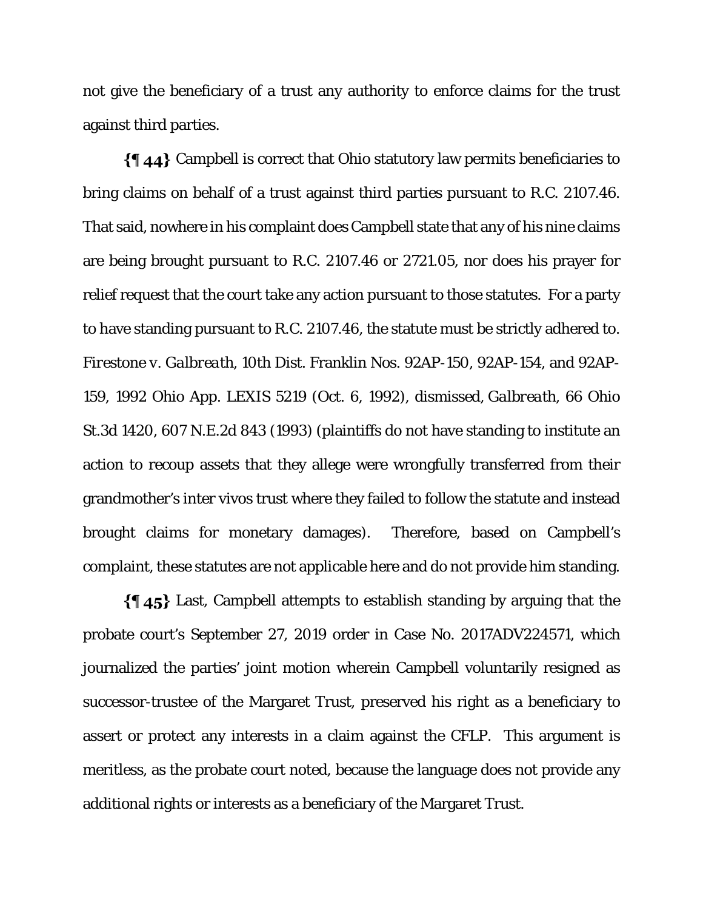not give the beneficiary of a trust any authority to enforce claims for the trust against third parties.

**{¶ 44}** Campbell is correct that Ohio statutory law permits beneficiaries to bring claims on behalf of a trust against third parties pursuant to R.C. 2107.46. That said, nowhere in his complaint does Campbell state that any of his nine claims are being brought pursuant to R.C. 2107.46 or 2721.05, nor does his prayer for relief request that the court take any action pursuant to those statutes. For a party to have standing pursuant to R.C. 2107.46, the statute must be strictly adhered to. *Firestone v. Galbreath*, 10th Dist. Franklin Nos. 92AP-150, 92AP-154, and 92AP-159, 1992 Ohio App. LEXIS 5219 (Oct. 6, 1992), dismissed, *Galbreath*, 66 Ohio St.3d 1420, 607 N.E.2d 843 (1993) (plaintiffs do not have standing to institute an action to recoup assets that they allege were wrongfully transferred from their grandmother's inter vivos trust where they failed to follow the statute and instead brought claims for monetary damages). Therefore, based on Campbell's complaint, these statutes are not applicable here and do not provide him standing.

**{¶ 45}** Last, Campbell attempts to establish standing by arguing that the probate court's September 27, 2019 order in Case No. 2017ADV224571, which journalized the parties' joint motion wherein Campbell voluntarily resigned as successor-trustee of the Margaret Trust, preserved his right as a beneficiary to assert or protect any interests in a claim against the CFLP. This argument is meritless, as the probate court noted, because the language does not provide any additional rights or interests as a beneficiary of the Margaret Trust.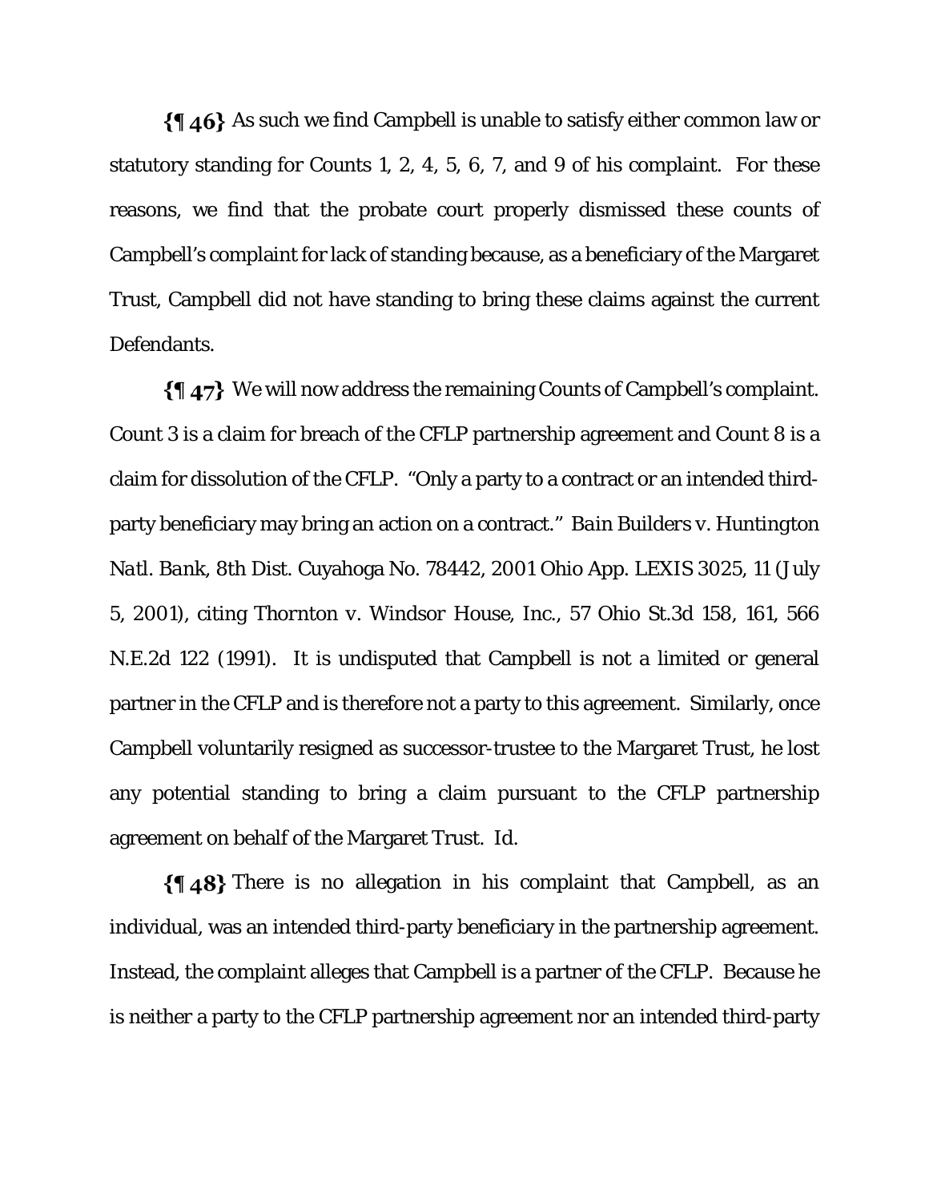**{¶ 46}** As such we find Campbell is unable to satisfy either common law or statutory standing for Counts 1, 2, 4, 5, 6, 7, and 9 of his complaint. For these reasons, we find that the probate court properly dismissed these counts of Campbell's complaint for lack of standing because, as a beneficiary of the Margaret Trust, Campbell did not have standing to bring these claims against the current Defendants.

**{¶ 47}** We will now address the remaining Counts of Campbell's complaint. Count 3 is a claim for breach of the CFLP partnership agreement and Count 8 is a claim for dissolution of the CFLP. "Only a party to a contract or an intended third-party beneficiary may bring an action on a contract." *Bain Builders v. Huntington Natl. Bank*, 8th Dist. Cuyahoga No. 78442, 2001 Ohio App. LEXIS 3025, 11 (July 5, 2001), citing *Thornton v. Windsor House, Inc.*, 57 Ohio St.3d 158, 161, 566 N.E.2d 122 (1991). It is undisputed that Campbell is not a limited or general partner in the CFLP and is therefore not a party to this agreement. Similarly, once Campbell voluntarily resigned as successor-trustee to the Margaret Trust, he lost any potential standing to bring a claim pursuant to the CFLP partnership agreement on behalf of the Margaret Trust. *Id.*

**{¶ 48}** There is no allegation in his complaint that Campbell, as an individual, was an intended third-party beneficiary in the partnership agreement. Instead, the complaint alleges that Campbell is a partner of the CFLP. Because he is neither a party to the CFLP partnership agreement nor an intended third-party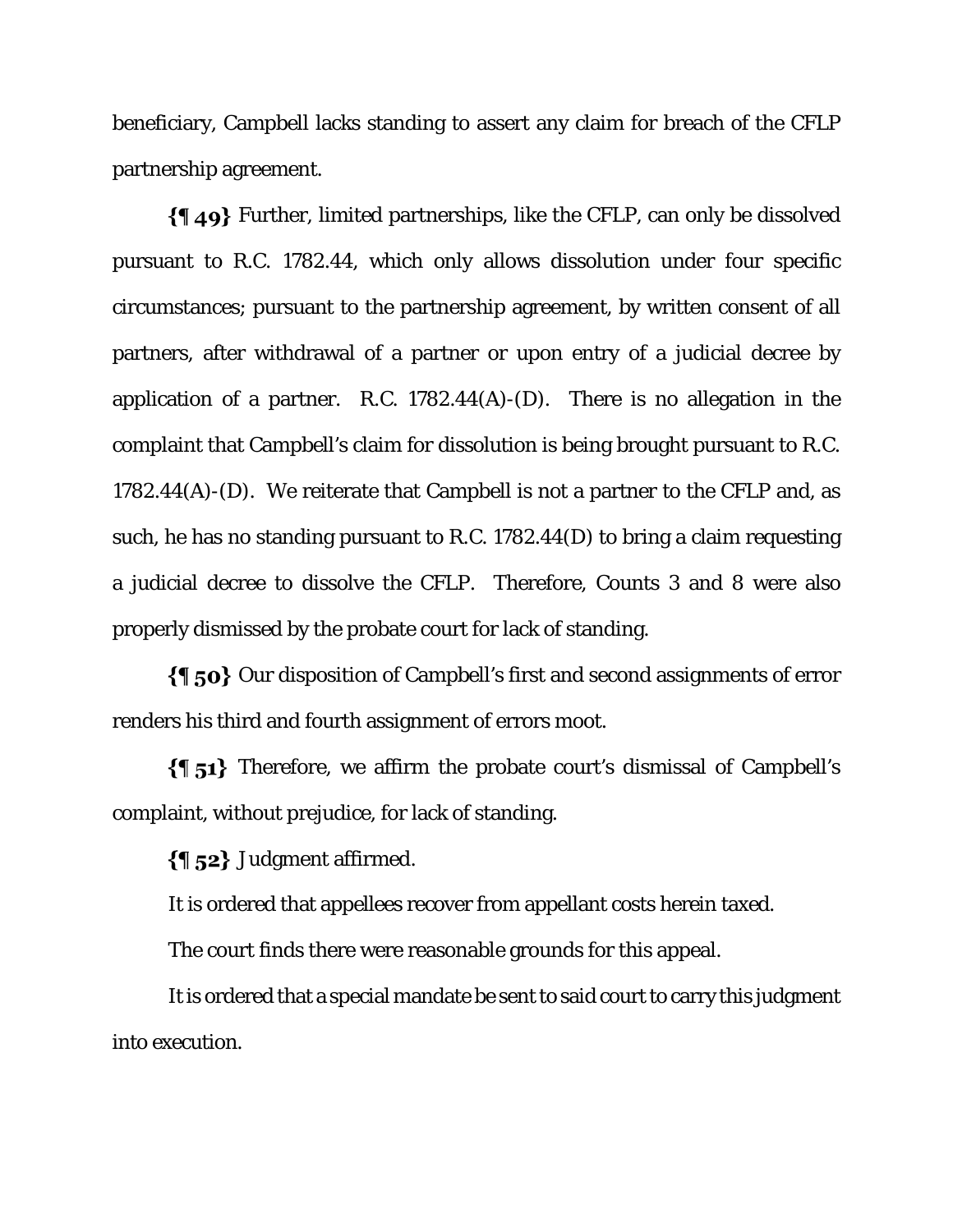beneficiary, Campbell lacks standing to assert any claim for breach of the CFLP partnership agreement.

**{¶ 49}** Further, limited partnerships, like the CFLP, can only be dissolved pursuant to R.C. 1782.44, which only allows dissolution under four specific circumstances; pursuant to the partnership agreement, by written consent of all partners, after withdrawal of a partner or upon entry of a judicial decree by application of a partner. R.C. 1782.44(A)-(D). There is no allegation in the complaint that Campbell's claim for dissolution is being brought pursuant to R.C. 1782.44(A)-(D). We reiterate that Campbell is not a partner to the CFLP and, as such, he has no standing pursuant to R.C. 1782.44(D) to bring a claim requesting a judicial decree to dissolve the CFLP. Therefore, Counts 3 and 8 were also properly dismissed by the probate court for lack of standing.

**{¶ 50}** Our disposition of Campbell's first and second assignments of error renders his third and fourth assignment of errors moot.

**{¶ 51}** Therefore, we affirm the probate court's dismissal of Campbell's complaint, without prejudice, for lack of standing.

**{¶ 52}** Judgment affirmed.

It is ordered that appellees recover from appellant costs herein taxed.

The court finds there were reasonable grounds for this appeal.

It is ordered that a special mandate be sent to said court to carry this judgment into execution.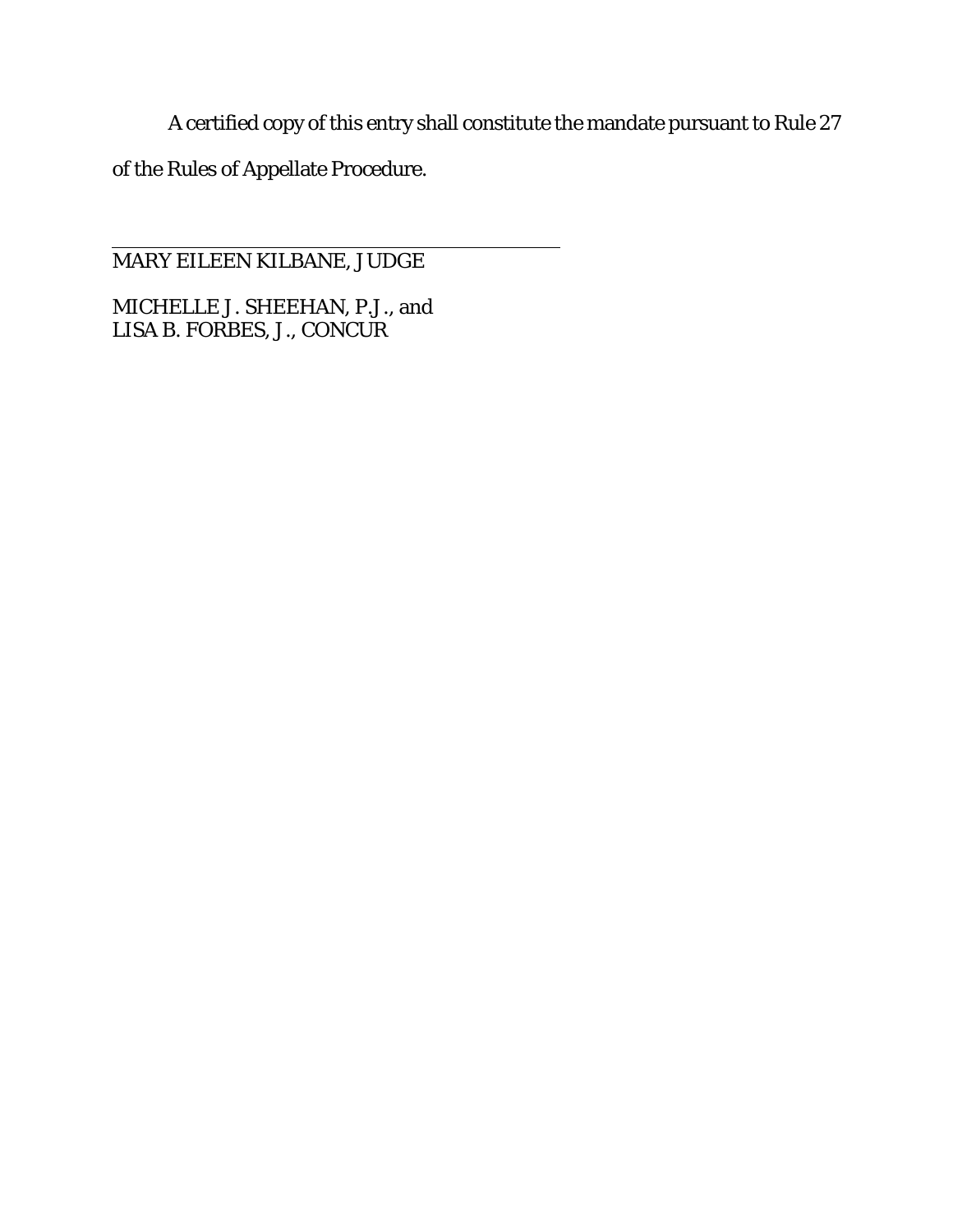A certified copy of this entry shall constitute the mandate pursuant to Rule 27 of the Rules of Appellate Procedure.

______________________________

MARY EILEEN KILBANE, JUDGE

MICHELLE J. SHEEHAN, P.J., and
LISA B. FORBES, J., CONCUR